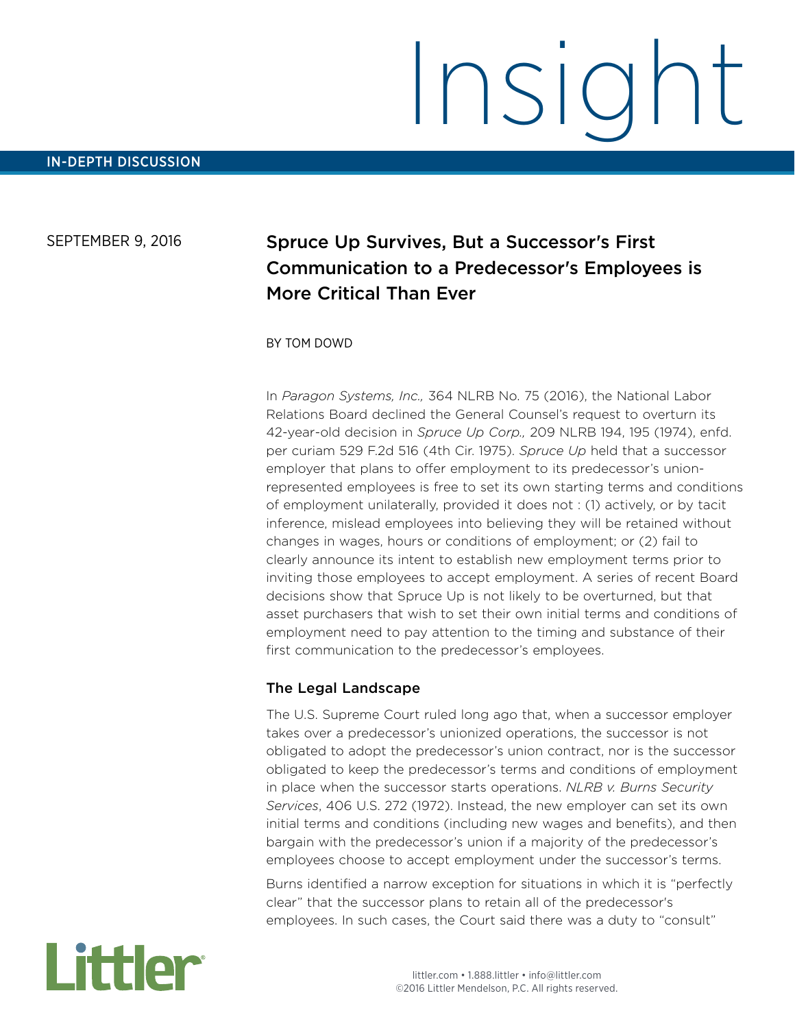IN-DEPTH DISCUSSION

SEPTEMBER 9, 2016

# Spruce Up Survives, But a Successor's First Communication to a Predecessor's Employees is More Critical Than Ever

BY TOM DOWD

In *Paragon Systems, Inc.,* 364 NLRB No. 75 (2016), the National Labor Relations Board declined the General Counsel's request to overturn its 42-year-old decision in *Spruce Up Corp.,* 209 NLRB 194, 195 (1974), enfd. per curiam 529 F.2d 516 (4th Cir. 1975). *Spruce Up* held that a successor employer that plans to offer employment to its predecessor's union-represented employees is free to set its own starting terms and conditions of employment unilaterally, provided it does not : (1) actively, or by tacit inference, mislead employees into believing they will be retained without changes in wages, hours or conditions of employment; or (2) fail to clearly announce its intent to establish new employment terms prior to inviting those employees to accept employment. A series of recent Board decisions show that Spruce Up is not likely to be overturned, but that asset purchasers that wish to set their own initial terms and conditions of employment need to pay attention to the timing and substance of their first communication to the predecessor's employees.

## The Legal Landscape

The U.S. Supreme Court ruled long ago that, when a successor employer takes over a predecessor's unionized operations, the successor is not obligated to adopt the predecessor's union contract, nor is the successor obligated to keep the predecessor's terms and conditions of employment in place when the successor starts operations. *NLRB v. Burns Security Services*, 406 U.S. 272 (1972). Instead, the new employer can set its own initial terms and conditions (including new wages and benefits), and then bargain with the predecessor's union if a majority of the predecessor's employees choose to accept employment under the successor's terms.

Burns identified a narrow exception for situations in which it is "perfectly clear" that the successor plans to retain all of the predecessor's employees. In such cases, the Court said there was a duty to "consult"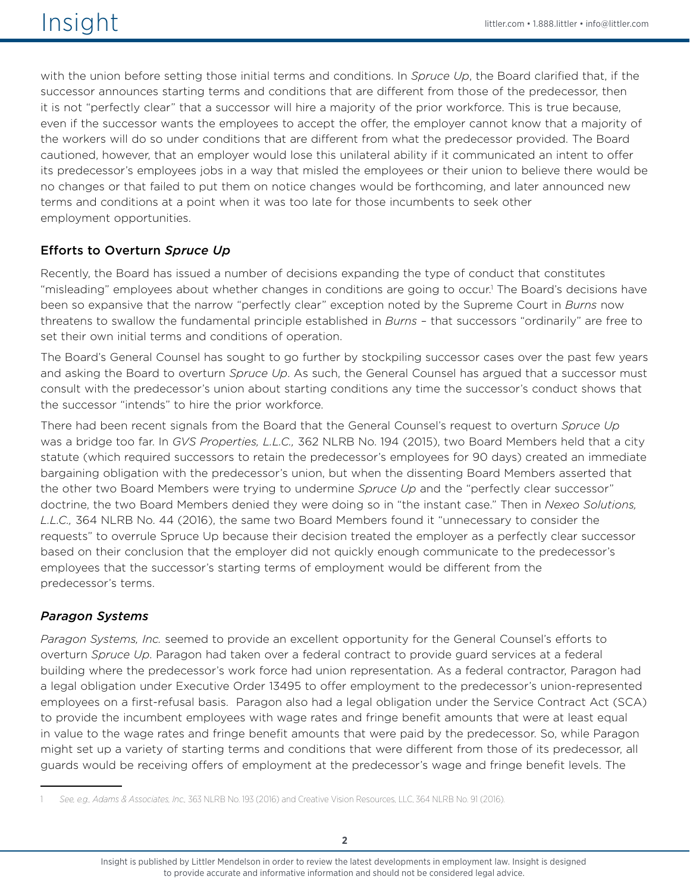with the union before setting those initial terms and conditions. In *Spruce Up*, the Board clarified that, if the successor announces starting terms and conditions that are different from those of the predecessor, then it is not "perfectly clear" that a successor will hire a majority of the prior workforce. This is true because, even if the successor wants the employees to accept the offer, the employer cannot know that a majority of the workers will do so under conditions that are different from what the predecessor provided. The Board cautioned, however, that an employer would lose this unilateral ability if it communicated an intent to offer its predecessor's employees jobs in a way that misled the employees or their union to believe there would be no changes or that failed to put them on notice changes would be forthcoming, and later announced new terms and conditions at a point when it was too late for those incumbents to seek other employment opportunities.

### Efforts to Overturn *Spruce Up*

Recently, the Board has issued a number of decisions expanding the type of conduct that constitutes "misleading" employees about whether changes in conditions are going to occur.[1] The Board's decisions have been so expansive that the narrow "perfectly clear" exception noted by the Supreme Court in *Burns* now threatens to swallow the fundamental principle established in *Burns* – that successors "ordinarily" are free to set their own initial terms and conditions of operation.

The Board's General Counsel has sought to go further by stockpiling successor cases over the past few years and asking the Board to overturn *Spruce Up*. As such, the General Counsel has argued that a successor must consult with the predecessor's union about starting conditions any time the successor's conduct shows that the successor "intends" to hire the prior workforce.

There had been recent signals from the Board that the General Counsel's request to overturn *Spruce Up* was a bridge too far. In *GVS Properties, L.L.C.,* 362 NLRB No. 194 (2015), two Board Members held that a city statute (which required successors to retain the predecessor's employees for 90 days) created an immediate bargaining obligation with the predecessor's union, but when the dissenting Board Members asserted that the other two Board Members were trying to undermine *Spruce Up* and the "perfectly clear successor" doctrine, the two Board Members denied they were doing so in "the instant case." Then in *Nexeo Solutions, L.L.C.,* 364 NLRB No. 44 (2016), the same two Board Members found it "unnecessary to consider the requests" to overrule Spruce Up because their decision treated the employer as a perfectly clear successor based on their conclusion that the employer did not quickly enough communicate to the predecessor's employees that the successor's starting terms of employment would be different from the predecessor's terms.

### *Paragon Systems*

*Paragon Systems, Inc.* seemed to provide an excellent opportunity for the General Counsel's efforts to overturn *Spruce Up*. Paragon had taken over a federal contract to provide guard services at a federal building where the predecessor's work force had union representation. As a federal contractor, Paragon had a legal obligation under Executive Order 13495 to offer employment to the predecessor's union-represented employees on a first-refusal basis. Paragon also had a legal obligation under the Service Contract Act (SCA) to provide the incumbent employees with wage rates and fringe benefit amounts that were at least equal in value to the wage rates and fringe benefit amounts that were paid by the predecessor. So, while Paragon might set up a variety of starting terms and conditions that were different from those of its predecessor, all guards would be receiving offers of employment at the predecessor's wage and fringe benefit levels. The

---

[1] *See, e.g., Adams & Associates, Inc.,* 363 NLRB No. 193 (2016) and Creative Vision Resources, LLC, 364 NLRB No. 91 (2016).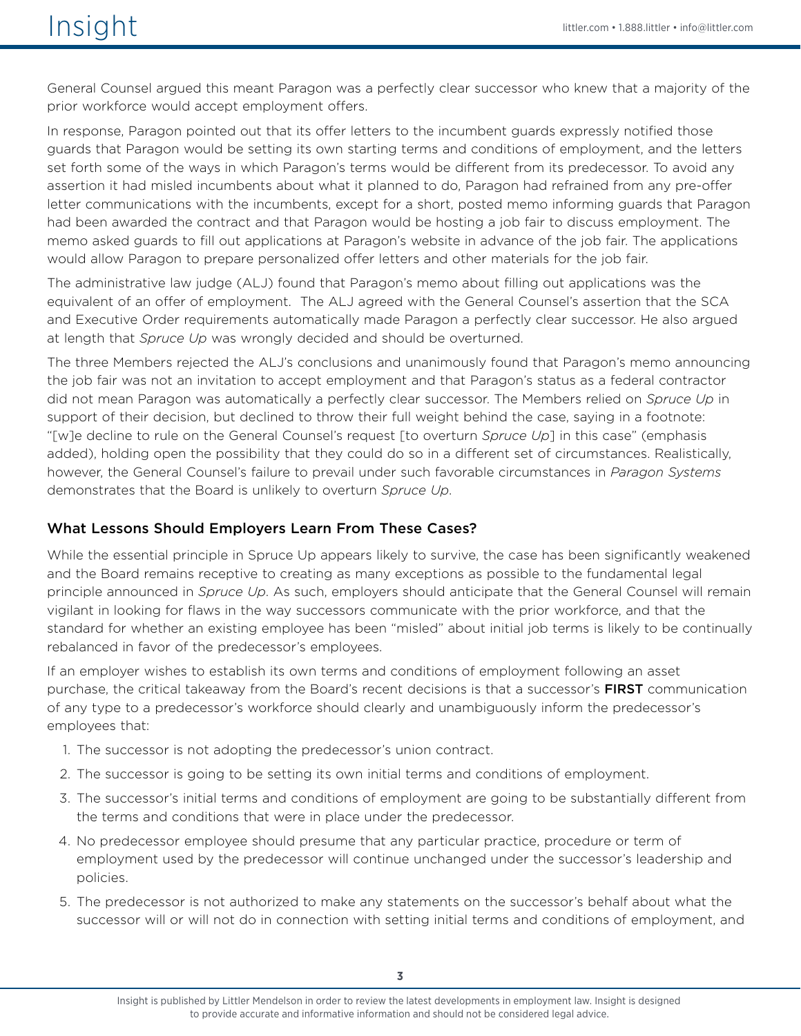General Counsel argued this meant Paragon was a perfectly clear successor who knew that a majority of the prior workforce would accept employment offers.

In response, Paragon pointed out that its offer letters to the incumbent guards expressly notified those guards that Paragon would be setting its own starting terms and conditions of employment, and the letters set forth some of the ways in which Paragon's terms would be different from its predecessor. To avoid any assertion it had misled incumbents about what it planned to do, Paragon had refrained from any pre-offer letter communications with the incumbents, except for a short, posted memo informing guards that Paragon had been awarded the contract and that Paragon would be hosting a job fair to discuss employment. The memo asked guards to fill out applications at Paragon's website in advance of the job fair. The applications would allow Paragon to prepare personalized offer letters and other materials for the job fair.

The administrative law judge (ALJ) found that Paragon's memo about filling out applications was the equivalent of an offer of employment. The ALJ agreed with the General Counsel's assertion that the SCA and Executive Order requirements automatically made Paragon a perfectly clear successor. He also argued at length that *Spruce Up* was wrongly decided and should be overturned.

The three Members rejected the ALJ's conclusions and unanimously found that Paragon's memo announcing the job fair was not an invitation to accept employment and that Paragon's status as a federal contractor did not mean Paragon was automatically a perfectly clear successor. The Members relied on *Spruce Up* in support of their decision, but declined to throw their full weight behind the case, saying in a footnote: "[w]e decline to rule on the General Counsel's request [to overturn *Spruce Up*] in this case" (emphasis added), holding open the possibility that they could do so in a different set of circumstances. Realistically, however, the General Counsel's failure to prevail under such favorable circumstances in *Paragon Systems* demonstrates that the Board is unlikely to overturn *Spruce Up*.

### What Lessons Should Employers Learn From These Cases?

While the essential principle in Spruce Up appears likely to survive, the case has been significantly weakened and the Board remains receptive to creating as many exceptions as possible to the fundamental legal principle announced in *Spruce Up*. As such, employers should anticipate that the General Counsel will remain vigilant in looking for flaws in the way successors communicate with the prior workforce, and that the standard for whether an existing employee has been "misled" about initial job terms is likely to be continually rebalanced in favor of the predecessor's employees.

If an employer wishes to establish its own terms and conditions of employment following an asset purchase, the critical takeaway from the Board's recent decisions is that a successor's **FIRST** communication of any type to a predecessor's workforce should clearly and unambiguously inform the predecessor's employees that:

1. The successor is not adopting the predecessor's union contract.
2. The successor is going to be setting its own initial terms and conditions of employment.
3. The successor's initial terms and conditions of employment are going to be substantially different from the terms and conditions that were in place under the predecessor.
4. No predecessor employee should presume that any particular practice, procedure or term of employment used by the predecessor will continue unchanged under the successor's leadership and policies.
5. The predecessor is not authorized to make any statements on the successor's behalf about what the successor will or will not do in connection with setting initial terms and conditions of employment, and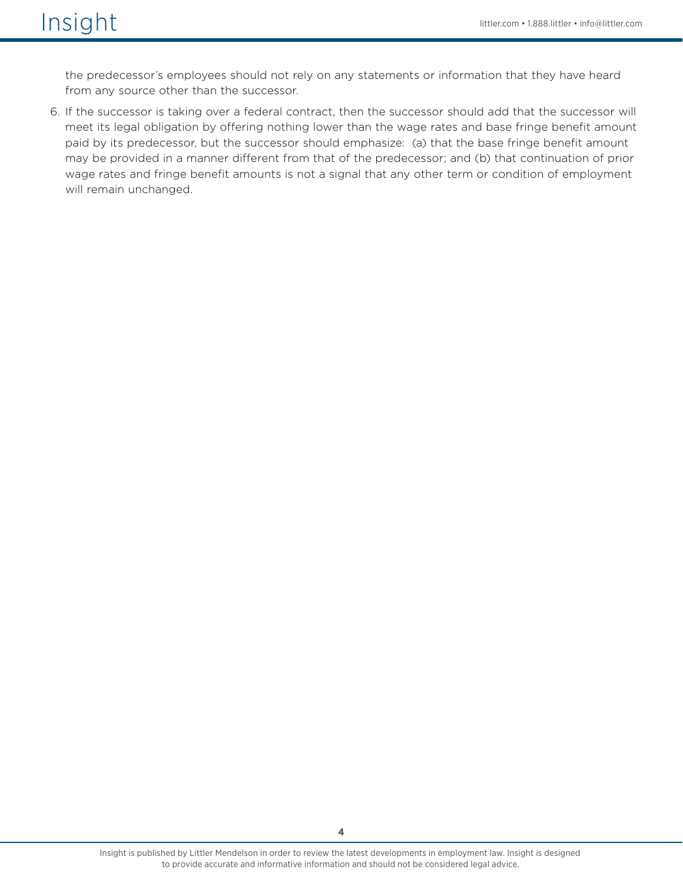the predecessor's employees should not rely on any statements or information that they have heard from any source other than the successor.

6. If the successor is taking over a federal contract, then the successor should add that the successor will meet its legal obligation by offering nothing lower than the wage rates and base fringe benefit amount paid by its predecessor, but the successor should emphasize: (a) that the base fringe benefit amount may be provided in a manner different from that of the predecessor; and (b) that continuation of prior wage rates and fringe benefit amounts is not a signal that any other term or condition of employment will remain unchanged.